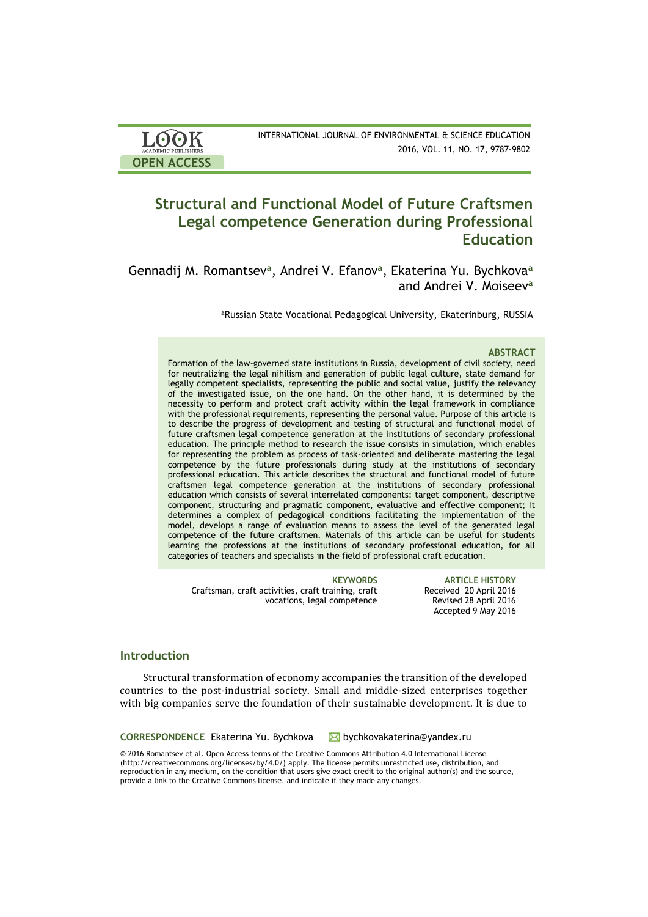# Structural and Functional Model of Future Craftsmen Legal competence Generation during Professional Education

Gennadij M. Romantsev[a], Andrei V. Efanov[a], Ekaterina Yu. Bychkova[a] and Andrei V. Moiseev[a]

[a]Russian State Vocational Pedagogical University, Ekaterinburg, RUSSIA

## ABSTRACT

Formation of the law-governed state institutions in Russia, development of civil society, need for neutralizing the legal nihilism and generation of public legal culture, state demand for legally competent specialists, representing the public and social value, justify the relevancy of the investigated issue, on the one hand. On the other hand, it is determined by the necessity to perform and protect craft activity within the legal framework in compliance with the professional requirements, representing the personal value. Purpose of this article is to describe the progress of development and testing of structural and functional model of future craftsmen legal competence generation at the institutions of secondary professional education. The principle method to research the issue consists in simulation, which enables for representing the problem as process of task-oriented and deliberate mastering the legal competence by the future professionals during study at the institutions of secondary professional education. This article describes the structural and functional model of future craftsmen legal competence generation at the institutions of secondary professional education which consists of several interrelated components: target component, descriptive component, structuring and pragmatic component, evaluative and effective component; it determines a complex of pedagogical conditions facilitating the implementation of the model, develops a range of evaluation means to assess the level of the generated legal competence of the future craftsmen. Materials of this article can be useful for students learning the professions at the institutions of secondary professional education, for all categories of teachers and specialists in the field of professional craft education.

**KEYWORDS**
Craftsman, craft activities, craft training, craft vocations, legal competence

**ARTICLE HISTORY**
Received 20 April 2016
Revised 28 April 2016
Accepted 9 May 2016

## Introduction

Structural transformation of economy accompanies the transition of the developed countries to the post-industrial society. Small and middle-sized enterprises together with big companies serve the foundation of their sustainable development. It is due to

**CORRESPONDENCE** Ekaterina Yu. Bychkova ✉ bychkovakaterina@yandex.ru

© 2016 Romantsev et al. Open Access terms of the Creative Commons Attribution 4.0 International License (http://creativecommons.org/licenses/by/4.0/) apply. The license permits unrestricted use, distribution, and reproduction in any medium, on the condition that users give exact credit to the original author(s) and the source, provide a link to the Creative Commons license, and indicate if they made any changes.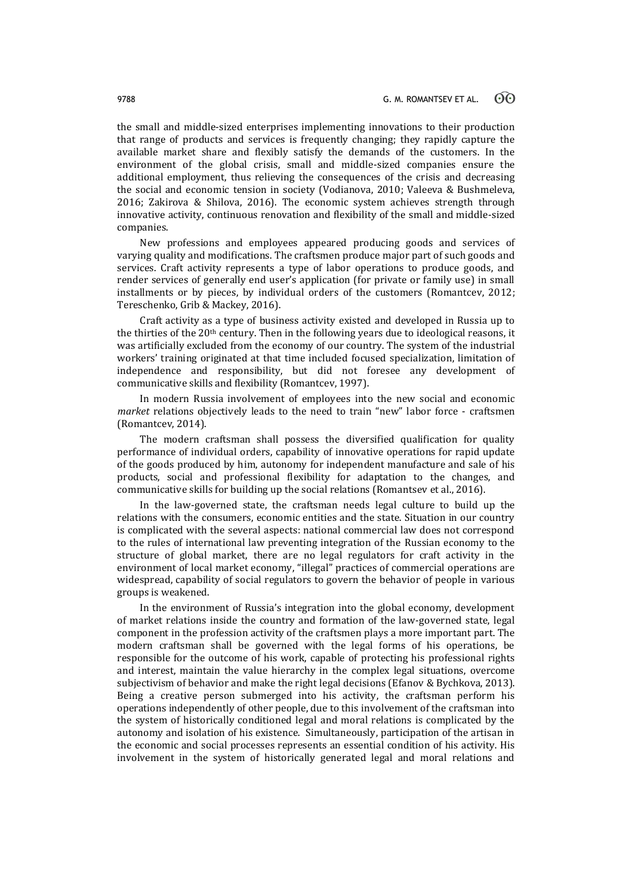the small and middle-sized enterprises implementing innovations to their production that range of products and services is frequently changing; they rapidly capture the available market share and flexibly satisfy the demands of the customers. In the environment of the global crisis, small and middle-sized companies ensure the additional employment, thus relieving the consequences of the crisis and decreasing the social and economic tension in society (Vodianova, 2010; Valeeva & Bushmeleva, 2016; Zakirova & Shilova, 2016). The economic system achieves strength through innovative activity, continuous renovation and flexibility of the small and middle-sized companies.

New professions and employees appeared producing goods and services of varying quality and modifications. The craftsmen produce major part of such goods and services. Craft activity represents a type of labor operations to produce goods, and render services of generally end user's application (for private or family use) in small installments or by pieces, by individual orders of the customers (Romantcev, 2012; Tereschenko, Grib & Mackey, 2016).

Craft activity as a type of business activity existed and developed in Russia up to the thirties of the 20th century. Then in the following years due to ideological reasons, it was artificially excluded from the economy of our country. The system of the industrial workers' training originated at that time included focused specialization, limitation of independence and responsibility, but did not foresee any development of communicative skills and flexibility (Romantcev, 1997).

In modern Russia involvement of employees into the new social and economic *market* relations objectively leads to the need to train "new" labor force - craftsmen (Romantcev, 2014).

The modern craftsman shall possess the diversified qualification for quality performance of individual orders, capability of innovative operations for rapid update of the goods produced by him, autonomy for independent manufacture and sale of his products, social and professional flexibility for adaptation to the changes, and communicative skills for building up the social relations (Romantsev et al., 2016).

In the law-governed state, the craftsman needs legal culture to build up the relations with the consumers, economic entities and the state. Situation in our country is complicated with the several aspects: national commercial law does not correspond to the rules of international law preventing integration of the Russian economy to the structure of global market, there are no legal regulators for craft activity in the environment of local market economy, "illegal" practices of commercial operations are widespread, capability of social regulators to govern the behavior of people in various groups is weakened.

In the environment of Russia's integration into the global economy, development of market relations inside the country and formation of the law-governed state, legal component in the profession activity of the craftsmen plays a more important part. The modern craftsman shall be governed with the legal forms of his operations, be responsible for the outcome of his work, capable of protecting his professional rights and interest, maintain the value hierarchy in the complex legal situations, overcome subjectivism of behavior and make the right legal decisions (Efanov & Bychkova, 2013). Being a creative person submerged into his activity, the craftsman perform his operations independently of other people, due to this involvement of the craftsman into the system of historically conditioned legal and moral relations is complicated by the autonomy and isolation of his existence. Simultaneously, participation of the artisan in the economic and social processes represents an essential condition of his activity. His involvement in the system of historically generated legal and moral relations and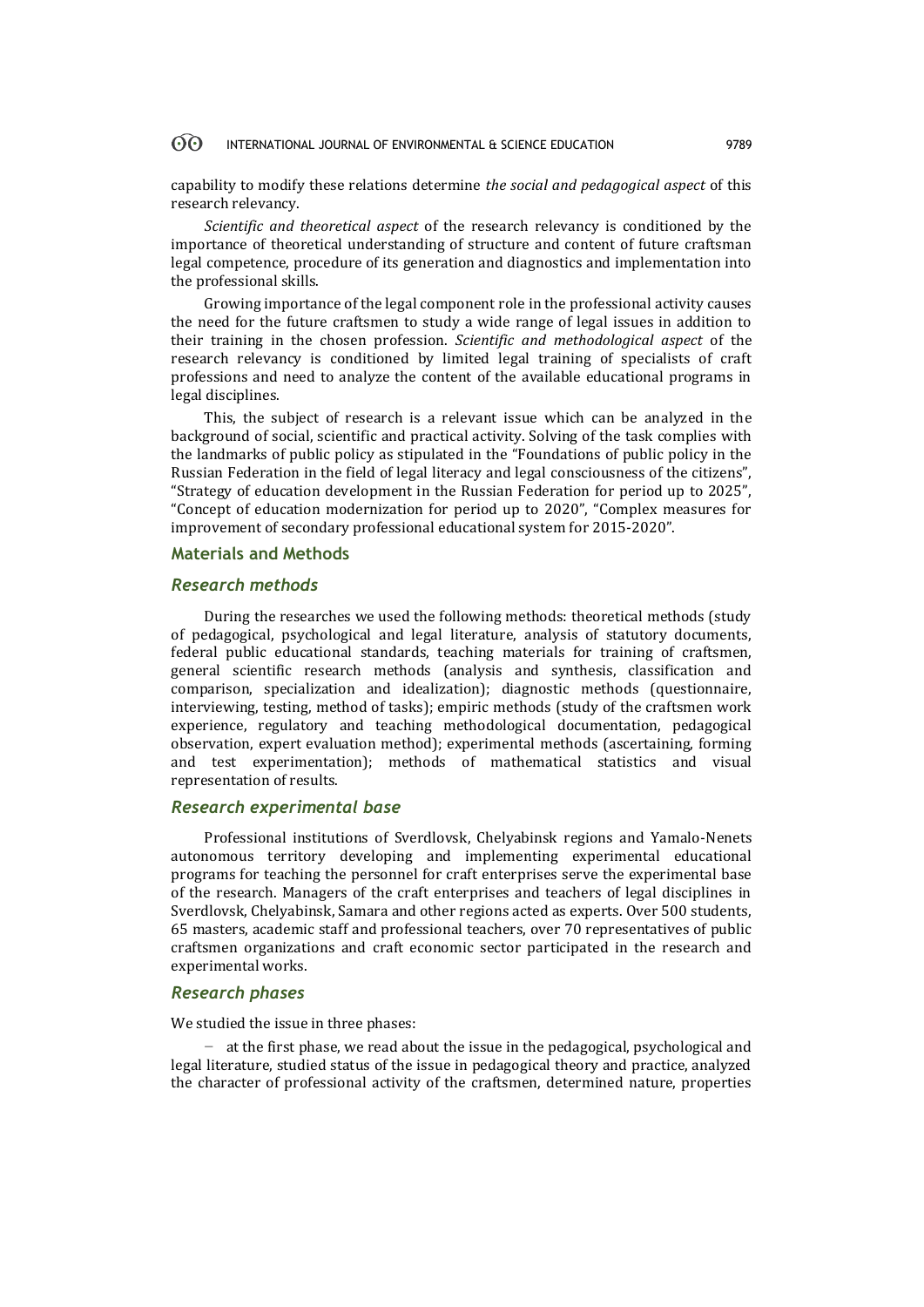capability to modify these relations determine *the social and pedagogical aspect* of this research relevancy.

*Scientific and theoretical aspect* of the research relevancy is conditioned by the importance of theoretical understanding of structure and content of future craftsman legal competence, procedure of its generation and diagnostics and implementation into the professional skills.

Growing importance of the legal component role in the professional activity causes the need for the future craftsmen to study a wide range of legal issues in addition to their training in the chosen profession. *Scientific and methodological aspect* of the research relevancy is conditioned by limited legal training of specialists of craft professions and need to analyze the content of the available educational programs in legal disciplines.

This, the subject of research is a relevant issue which can be analyzed in the background of social, scientific and practical activity. Solving of the task complies with the landmarks of public policy as stipulated in the "Foundations of public policy in the Russian Federation in the field of legal literacy and legal consciousness of the citizens", "Strategy of education development in the Russian Federation for period up to 2025", "Concept of education modernization for period up to 2020", "Complex measures for improvement of secondary professional educational system for 2015-2020".

## Materials and Methods

### *Research methods*

During the researches we used the following methods: theoretical methods (study of pedagogical, psychological and legal literature, analysis of statutory documents, federal public educational standards, teaching materials for training of craftsmen, general scientific research methods (analysis and synthesis, classification and comparison, specialization and idealization); diagnostic methods (questionnaire, interviewing, testing, method of tasks); empiric methods (study of the craftsmen work experience, regulatory and teaching methodological documentation, pedagogical observation, expert evaluation method); experimental methods (ascertaining, forming and test experimentation); methods of mathematical statistics and visual representation of results.

### *Research experimental base*

Professional institutions of Sverdlovsk, Chelyabinsk regions and Yamalo-Nenets autonomous territory developing and implementing experimental educational programs for teaching the personnel for craft enterprises serve the experimental base of the research. Managers of the craft enterprises and teachers of legal disciplines in Sverdlovsk, Chelyabinsk, Samara and other regions acted as experts. Over 500 students, 65 masters, academic staff and professional teachers, over 70 representatives of public craftsmen organizations and craft economic sector participated in the research and experimental works.

### *Research phases*

We studied the issue in three phases:

- at the first phase, we read about the issue in the pedagogical, psychological and legal literature, studied status of the issue in pedagogical theory and practice, analyzed the character of professional activity of the craftsmen, determined nature, properties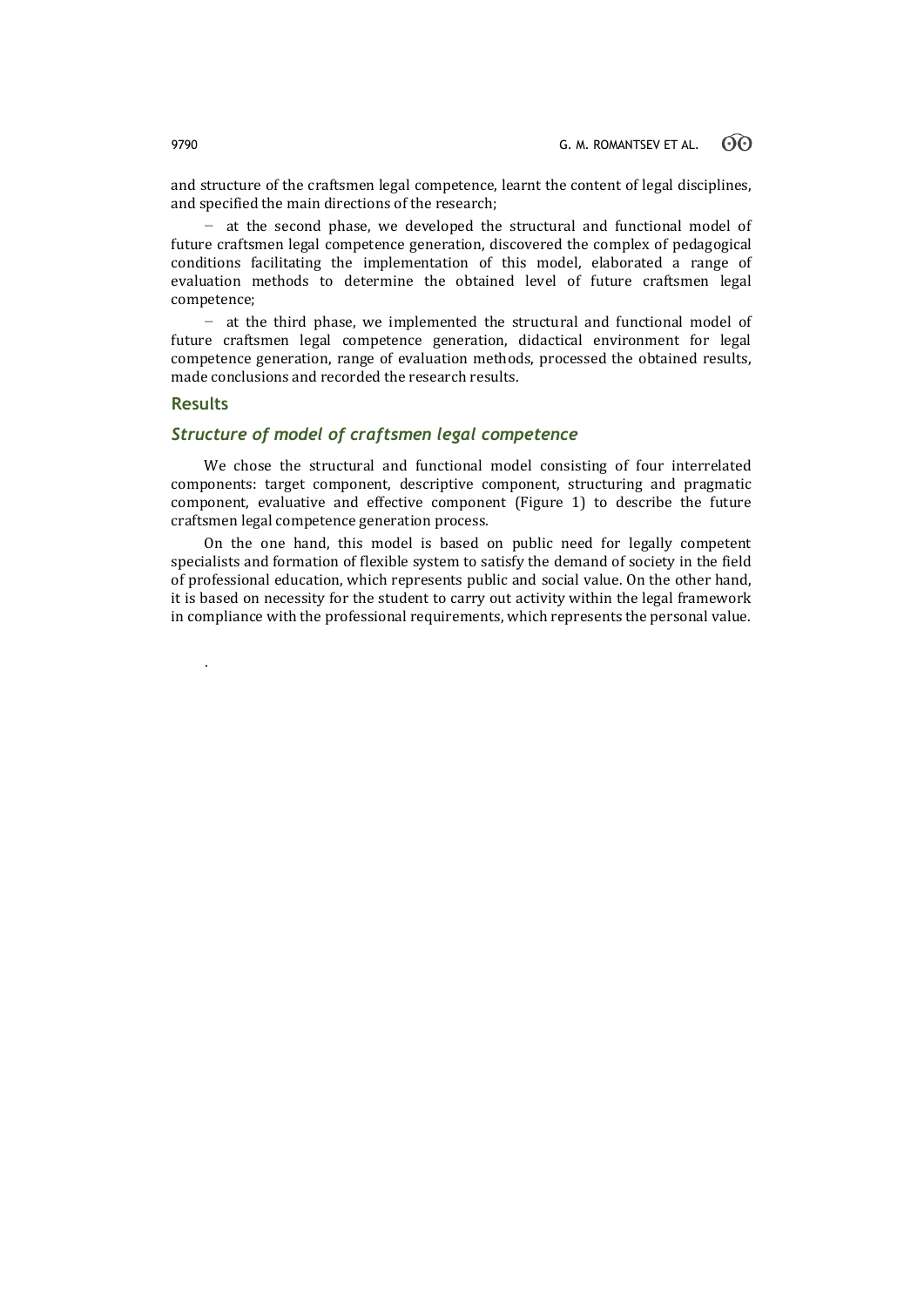and structure of the craftsmen legal competence, learnt the content of legal disciplines, and specified the main directions of the research;

– at the second phase, we developed the structural and functional model of future craftsmen legal competence generation, discovered the complex of pedagogical conditions facilitating the implementation of this model, elaborated a range of evaluation methods to determine the obtained level of future craftsmen legal competence;

– at the third phase, we implemented the structural and functional model of future craftsmen legal competence generation, didactical environment for legal competence generation, range of evaluation methods, processed the obtained results, made conclusions and recorded the research results.

## Results

### *Structure of model of craftsmen legal competence*

We chose the structural and functional model consisting of four interrelated components: target component, descriptive component, structuring and pragmatic component, evaluative and effective component (Figure 1) to describe the future craftsmen legal competence generation process.

On the one hand, this model is based on public need for legally competent specialists and formation of flexible system to satisfy the demand of society in the field of professional education, which represents public and social value. On the other hand, it is based on necessity for the student to carry out activity within the legal framework in compliance with the professional requirements, which represents the personal value.

.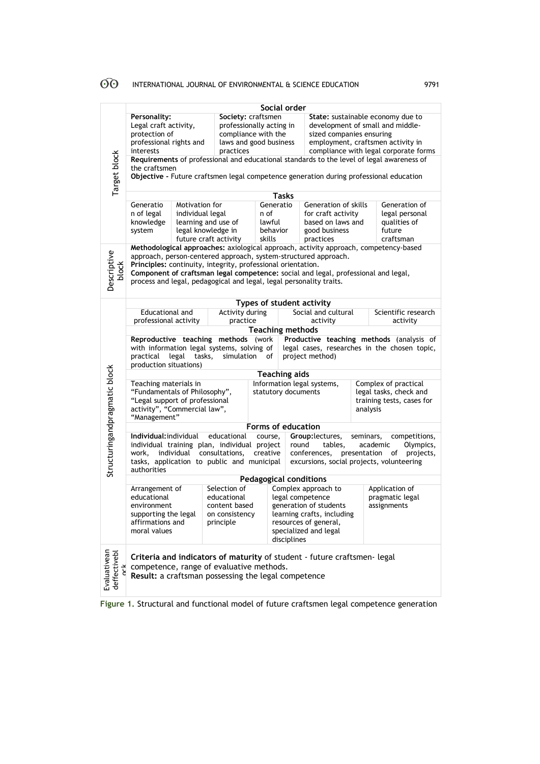| Block | Content | | | | |
|---|---|---|---|---|---|
| Target block | **Social order** | | | | |
| | **Personality:** Legal craft activity, protection of professional rights and interests | **Society:** craftsmen professionally acting in compliance with the laws and good business practices | **State:** sustainable economy due to development of small and middle-sized companies ensuring employment, craftsmen activity in compliance with legal corporate forms | | |
| | **Requirements** of professional and educational standards to the level of legal awareness of the craftsmen<br>**Objective -** Future craftsmen legal competence generation during professional education | | | | |
| | **Tasks** | | | | |
| | Generation of legal knowledge system | Motivation for individual legal learning and use of legal knowledge in future craft activity | Generation of lawful behavior skills | Generation of skills for craft activity based on laws and good business practices | Generation of legal personal qualities of future craftsman |
| Descriptive block | **Methodological approaches:** axiological approach, activity approach, competency-based approach, person-centered approach, system-structured approach.<br>**Principles:** continuity, integrity, professional orientation.<br>**Component of craftsman legal competence:** social and legal, professional and legal, process and legal, pedagogical and legal, legal personality traits. | | | | |
| Structuringandpragmatic block | **Types of student activity** | | | | |
| | Educational and professional activity | Activity during practice | Social and cultural activity | Scientific research activity | |
| | **Teaching methods** | | | | |
| | **Reproductive teaching methods** (work with information legal systems, solving of practical legal tasks, simulation of production situations) | **Productive teaching methods** (analysis of legal cases, researches in the chosen topic, project method) | | | |
| | **Teaching aids** | | | | |
| | Teaching materials in "Fundamentals of Philosophy", "Legal support of professional activity", "Commercial law", "Management" | Information legal systems, statutory documents | Complex of practical legal tasks, check and training tests, cases for analysis | | |
| | **Forms of education** | | | | |
| | **Individual:** individual educational course, individual training plan, individual project work, individual consultations, creative tasks, application to public and municipal authorities | **Group:** lectures, seminars, competitions, round tables, academic Olympics, conferences, presentation of projects, excursions, social projects, volunteering | | | |
| | **Pedagogical conditions** | | | | |
| | Arrangement of educational environment supporting the legal affirmations and moral values | Selection of educational content based on consistency principle | Complex approach to legal competence generation of students learning crafts, including resources of general, specialized and legal disciplines | Application of pragmatic legal assignments | |
| Evaluativeandeffectiveblock | **Criteria and indicators of maturity** of student - future craftsmen- legal competence, range of evaluative methods.<br>**Result:** a craftsman possessing the legal competence | | | | |

**Figure 1.** Structural and functional model of future craftsmen legal competence generation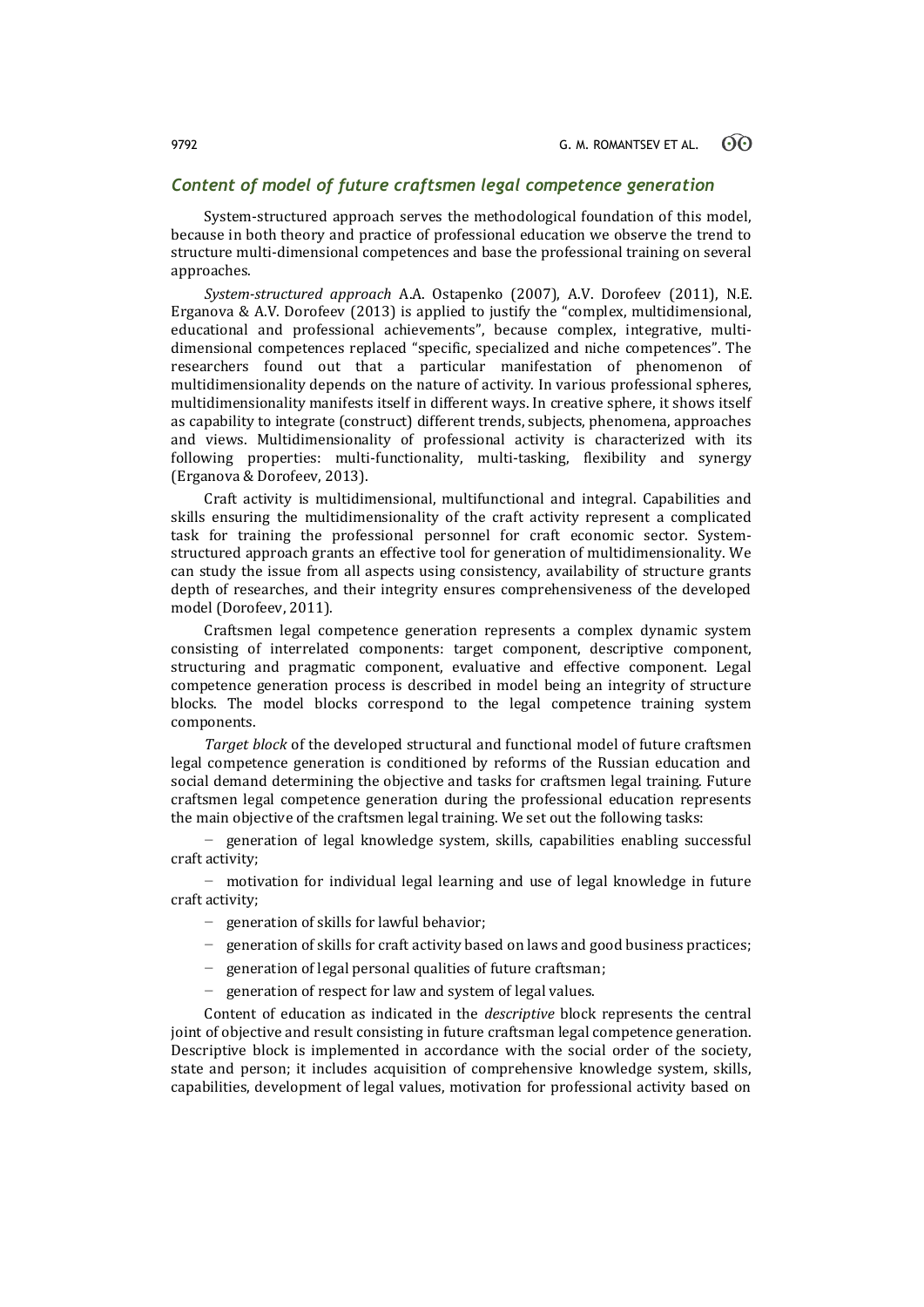## *Content of model of future craftsmen legal competence generation*

System-structured approach serves the methodological foundation of this model, because in both theory and practice of professional education we observe the trend to structure multi-dimensional competences and base the professional training on several approaches.

*System-structured approach* A.A. Ostapenko (2007), A.V. Dorofeev (2011), N.E. Erganova & A.V. Dorofeev (2013) is applied to justify the "complex, multidimensional, educational and professional achievements", because complex, integrative, multi-dimensional competences replaced "specific, specialized and niche competences". The researchers found out that a particular manifestation of phenomenon of multidimensionality depends on the nature of activity. In various professional spheres, multidimensionality manifests itself in different ways. In creative sphere, it shows itself as capability to integrate (construct) different trends, subjects, phenomena, approaches and views. Multidimensionality of professional activity is characterized with its following properties: multi-functionality, multi-tasking, flexibility and synergy (Erganova & Dorofeev, 2013).

Craft activity is multidimensional, multifunctional and integral. Capabilities and skills ensuring the multidimensionality of the craft activity represent a complicated task for training the professional personnel for craft economic sector. System-structured approach grants an effective tool for generation of multidimensionality. We can study the issue from all aspects using consistency, availability of structure grants depth of researches, and their integrity ensures comprehensiveness of the developed model (Dorofeev, 2011).

Craftsmen legal competence generation represents a complex dynamic system consisting of interrelated components: target component, descriptive component, structuring and pragmatic component, evaluative and effective component. Legal competence generation process is described in model being an integrity of structure blocks. The model blocks correspond to the legal competence training system components.

*Target block* of the developed structural and functional model of future craftsmen legal competence generation is conditioned by reforms of the Russian education and social demand determining the objective and tasks for craftsmen legal training. Future craftsmen legal competence generation during the professional education represents the main objective of the craftsmen legal training. We set out the following tasks:

- generation of legal knowledge system, skills, capabilities enabling successful craft activity;
- motivation for individual legal learning and use of legal knowledge in future craft activity;
- generation of skills for lawful behavior;
- generation of skills for craft activity based on laws and good business practices;
- generation of legal personal qualities of future craftsman;
- generation of respect for law and system of legal values.

Content of education as indicated in the *descriptive* block represents the central joint of objective and result consisting in future craftsman legal competence generation. Descriptive block is implemented in accordance with the social order of the society, state and person; it includes acquisition of comprehensive knowledge system, skills, capabilities, development of legal values, motivation for professional activity based on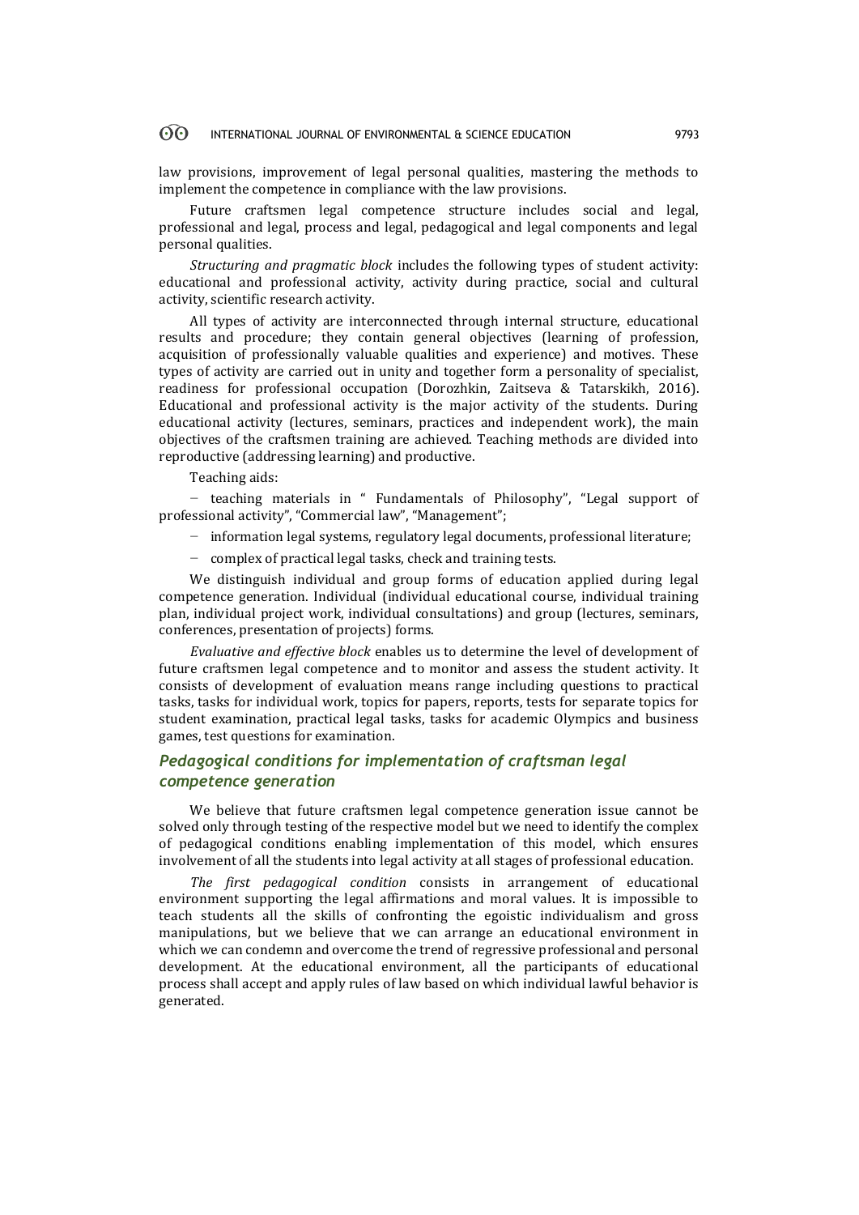law provisions, improvement of legal personal qualities, mastering the methods to implement the competence in compliance with the law provisions.

Future craftsmen legal competence structure includes social and legal, professional and legal, process and legal, pedagogical and legal components and legal personal qualities.

*Structuring and pragmatic block* includes the following types of student activity: educational and professional activity, activity during practice, social and cultural activity, scientific research activity.

All types of activity are interconnected through internal structure, educational results and procedure; they contain general objectives (learning of profession, acquisition of professionally valuable qualities and experience) and motives. These types of activity are carried out in unity and together form a personality of specialist, readiness for professional occupation (Dorozhkin, Zaitseva & Tatarskikh, 2016). Educational and professional activity is the major activity of the students. During educational activity (lectures, seminars, practices and independent work), the main objectives of the craftsmen training are achieved. Teaching methods are divided into reproductive (addressing learning) and productive.

Teaching aids:

- teaching materials in " Fundamentals of Philosophy", "Legal support of professional activity", "Commercial law", "Management";
- information legal systems, regulatory legal documents, professional literature;
- complex of practical legal tasks, check and training tests.

We distinguish individual and group forms of education applied during legal competence generation. Individual (individual educational course, individual training plan, individual project work, individual consultations) and group (lectures, seminars, conferences, presentation of projects) forms.

*Evaluative and effective block* enables us to determine the level of development of future craftsmen legal competence and to monitor and assess the student activity. It consists of development of evaluation means range including questions to practical tasks, tasks for individual work, topics for papers, reports, tests for separate topics for student examination, practical legal tasks, tasks for academic Olympics and business games, test questions for examination.

## *Pedagogical conditions for implementation of craftsman legal competence generation*

We believe that future craftsmen legal competence generation issue cannot be solved only through testing of the respective model but we need to identify the complex of pedagogical conditions enabling implementation of this model, which ensures involvement of all the students into legal activity at all stages of professional education.

*The first pedagogical condition* consists in arrangement of educational environment supporting the legal affirmations and moral values. It is impossible to teach students all the skills of confronting the egoistic individualism and gross manipulations, but we believe that we can arrange an educational environment in which we can condemn and overcome the trend of regressive professional and personal development. At the educational environment, all the participants of educational process shall accept and apply rules of law based on which individual lawful behavior is generated.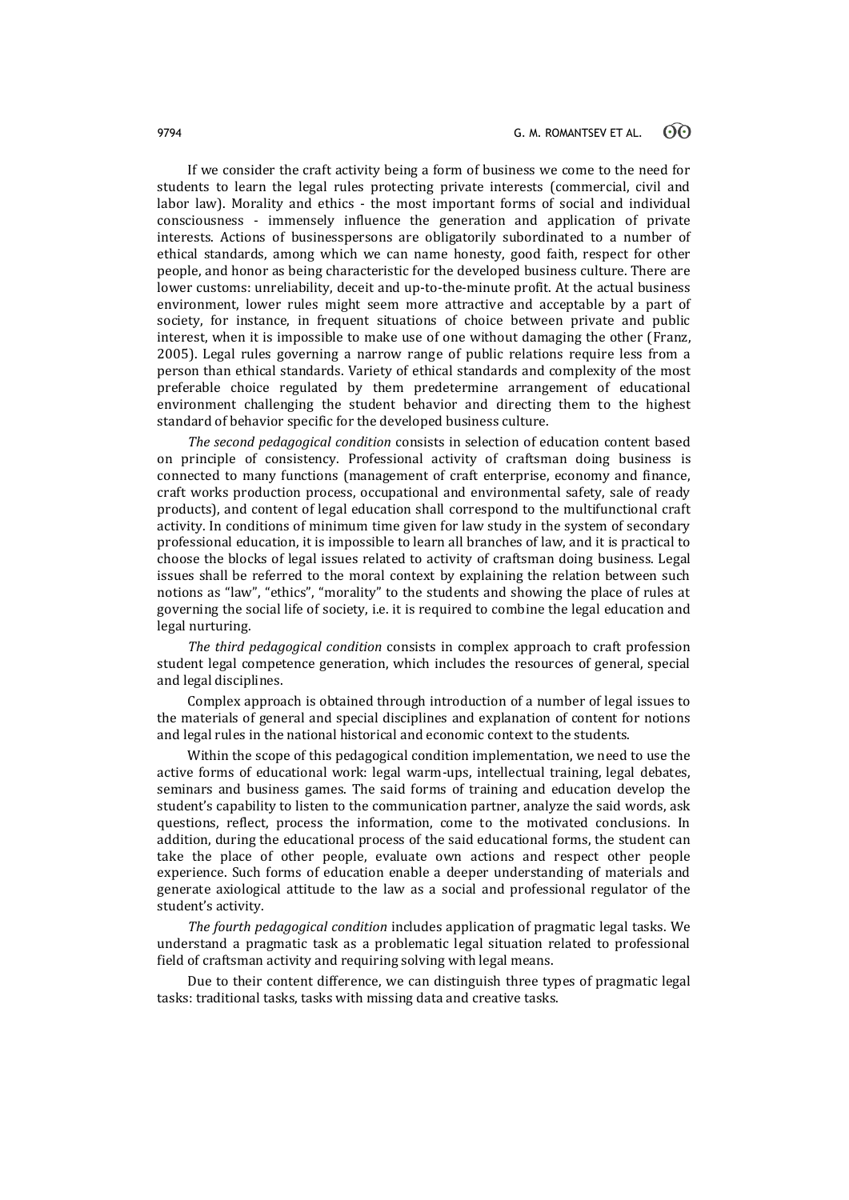If we consider the craft activity being a form of business we come to the need for students to learn the legal rules protecting private interests (commercial, civil and labor law). Morality and ethics - the most important forms of social and individual consciousness - immensely influence the generation and application of private interests. Actions of businesspersons are obligatorily subordinated to a number of ethical standards, among which we can name honesty, good faith, respect for other people, and honor as being characteristic for the developed business culture. There are lower customs: unreliability, deceit and up-to-the-minute profit. At the actual business environment, lower rules might seem more attractive and acceptable by a part of society, for instance, in frequent situations of choice between private and public interest, when it is impossible to make use of one without damaging the other (Franz, 2005). Legal rules governing a narrow range of public relations require less from a person than ethical standards. Variety of ethical standards and complexity of the most preferable choice regulated by them predetermine arrangement of educational environment challenging the student behavior and directing them to the highest standard of behavior specific for the developed business culture.

*The second pedagogical condition* consists in selection of education content based on principle of consistency. Professional activity of craftsman doing business is connected to many functions (management of craft enterprise, economy and finance, craft works production process, occupational and environmental safety, sale of ready products), and content of legal education shall correspond to the multifunctional craft activity. In conditions of minimum time given for law study in the system of secondary professional education, it is impossible to learn all branches of law, and it is practical to choose the blocks of legal issues related to activity of craftsman doing business. Legal issues shall be referred to the moral context by explaining the relation between such notions as "law", "ethics", "morality" to the students and showing the place of rules at governing the social life of society, i.e. it is required to combine the legal education and legal nurturing.

*The third pedagogical condition* consists in complex approach to craft profession student legal competence generation, which includes the resources of general, special and legal disciplines.

Complex approach is obtained through introduction of a number of legal issues to the materials of general and special disciplines and explanation of content for notions and legal rules in the national historical and economic context to the students.

Within the scope of this pedagogical condition implementation, we need to use the active forms of educational work: legal warm-ups, intellectual training, legal debates, seminars and business games. The said forms of training and education develop the student's capability to listen to the communication partner, analyze the said words, ask questions, reflect, process the information, come to the motivated conclusions. In addition, during the educational process of the said educational forms, the student can take the place of other people, evaluate own actions and respect other people experience. Such forms of education enable a deeper understanding of materials and generate axiological attitude to the law as a social and professional regulator of the student's activity.

*The fourth pedagogical condition* includes application of pragmatic legal tasks. We understand a pragmatic task as a problematic legal situation related to professional field of craftsman activity and requiring solving with legal means.

Due to their content difference, we can distinguish three types of pragmatic legal tasks: traditional tasks, tasks with missing data and creative tasks.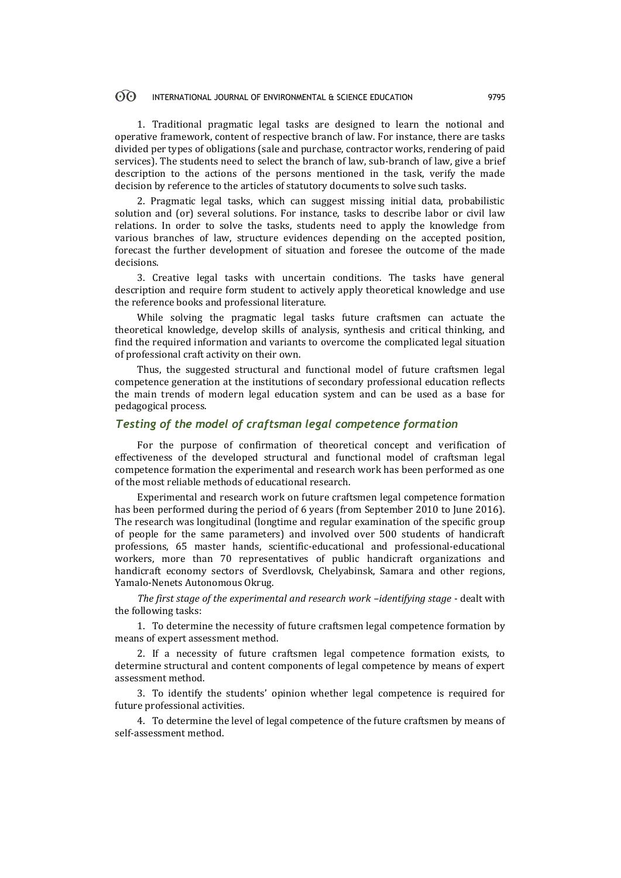1. Traditional pragmatic legal tasks are designed to learn the notional and operative framework, content of respective branch of law. For instance, there are tasks divided per types of obligations (sale and purchase, contractor works, rendering of paid services). The students need to select the branch of law, sub-branch of law, give a brief description to the actions of the persons mentioned in the task, verify the made decision by reference to the articles of statutory documents to solve such tasks.

2. Pragmatic legal tasks, which can suggest missing initial data, probabilistic solution and (or) several solutions. For instance, tasks to describe labor or civil law relations. In order to solve the tasks, students need to apply the knowledge from various branches of law, structure evidences depending on the accepted position, forecast the further development of situation and foresee the outcome of the made decisions.

3. Creative legal tasks with uncertain conditions. The tasks have general description and require form student to actively apply theoretical knowledge and use the reference books and professional literature.

While solving the pragmatic legal tasks future craftsmen can actuate the theoretical knowledge, develop skills of analysis, synthesis and critical thinking, and find the required information and variants to overcome the complicated legal situation of professional craft activity on their own.

Thus, the suggested structural and functional model of future craftsmen legal competence generation at the institutions of secondary professional education reflects the main trends of modern legal education system and can be used as a base for pedagogical process.

### *Testing of the model of craftsman legal competence formation*

For the purpose of confirmation of theoretical concept and verification of effectiveness of the developed structural and functional model of craftsman legal competence formation the experimental and research work has been performed as one of the most reliable methods of educational research.

Experimental and research work on future craftsmen legal competence formation has been performed during the period of 6 years (from September 2010 to June 2016). The research was longitudinal (longtime and regular examination of the specific group of people for the same parameters) and involved over 500 students of handicraft professions, 65 master hands, scientific-educational and professional-educational workers, more than 70 representatives of public handicraft organizations and handicraft economy sectors of Sverdlovsk, Chelyabinsk, Samara and other regions, Yamalo-Nenets Autonomous Okrug.

*The first stage of the experimental and research work –identifying stage* - dealt with the following tasks:

1. To determine the necessity of future craftsmen legal competence formation by means of expert assessment method.

2. If a necessity of future craftsmen legal competence formation exists, to determine structural and content components of legal competence by means of expert assessment method.

3. To identify the students' opinion whether legal competence is required for future professional activities.

4. To determine the level of legal competence of the future craftsmen by means of self-assessment method.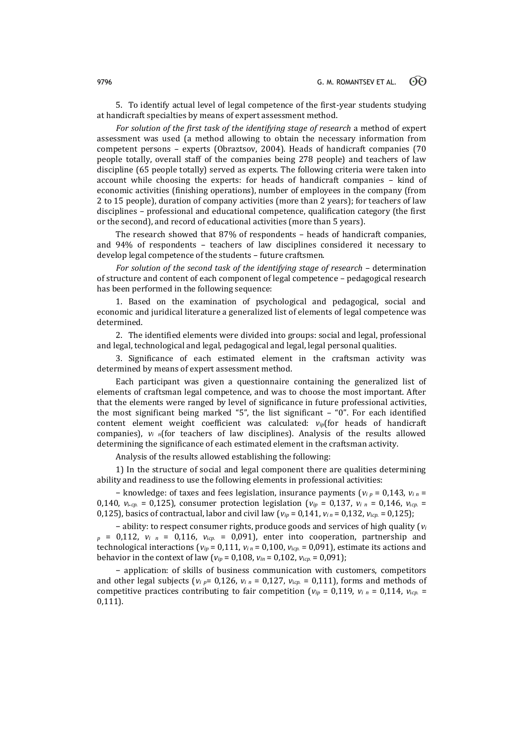5. To identify actual level of legal competence of the first-year students studying at handicraft specialties by means of expert assessment method.

*For solution of the first task of the identifying stage of research* a method of expert assessment was used (a method allowing to obtain the necessary information from competent persons – experts (Obraztsov, 2004). Heads of handicraft companies (70 people totally, overall staff of the companies being 278 people) and teachers of law discipline (65 people totally) served as experts. The following criteria were taken into account while choosing the experts: for heads of handicraft companies – kind of economic activities (finishing operations), number of employees in the company (from 2 to 15 people), duration of company activities (more than 2 years); for teachers of law disciplines – professional and educational competence, qualification category (the first or the second), and record of educational activities (more than 5 years).

The research showed that 87% of respondents – heads of handicraft companies, and 94% of respondents – teachers of law disciplines considered it necessary to develop legal competence of the students – future craftsmen.

*For solution of the second task of the identifying stage of research* – determination of structure and content of each component of legal competence – pedagogical research has been performed in the following sequence:

1. Based on the examination of psychological and pedagogical, social and economic and juridical literature a generalized list of elements of legal competence was determined.

2. The identified elements were divided into groups: social and legal, professional and legal, technological and legal, pedagogical and legal, legal personal qualities.

3. Significance of each estimated element in the craftsman activity was determined by means of expert assessment method.

Each participant was given a questionnaire containing the generalized list of elements of craftsman legal competence, and was to choose the most important. After that the elements were ranged by level of significance in future professional activities, the most significant being marked "5", the list significant – "0". For each identified content element weight coefficient was calculated: $v_{ip}$(for heads of handicraft companies), $v_{i\,n}$(for teachers of law disciplines). Analysis of the results allowed determining the significance of each estimated element in the craftsman activity.

Analysis of the results allowed establishing the following:

1) In the structure of social and legal component there are qualities determining ability and readiness to use the following elements in professional activities:

– knowledge: of taxes and fees legislation, insurance payments ($v_{i\,p}$ = 0,143, $v_{i\,n}$ = 0,140, $v_{i.cp.}$ = 0,125), consumer protection legislation ($v_{ip}$ = 0,137, $v_{i\,n}$ = 0,146, $v_{icp.}$ = 0,125), basics of contractual, labor and civil law ($v_{ip}$ = 0,141, $v_{i\,n}$ = 0,132, $v_{icp.}$ = 0,125);

– ability: to respect consumer rights, produce goods and services of high quality ($v_{i\,p}$ = 0,112, $v_{i\,n}$ = 0,116, $v_{icp.}$ = 0,091), enter into cooperation, partnership and technological interactions ($v_{ip}$ = 0,111, $v_{i\,n}$ = 0,100, $v_{icp.}$ = 0,091), estimate its actions and behavior in the context of law ($v_{ip}$ = 0,108, $v_{in}$ = 0,102, $v_{icp.}$ = 0,091);

– application: of skills of business communication with customers, competitors and other legal subjects ($v_{i\,p}$= 0,126, $v_{i\,n}$ = 0,127, $v_{icp.}$ = 0,111), forms and methods of competitive practices contributing to fair competition ($v_{ip}$ = 0,119, $v_{i\,n}$ = 0,114, $v_{icp.}$ = 0,111).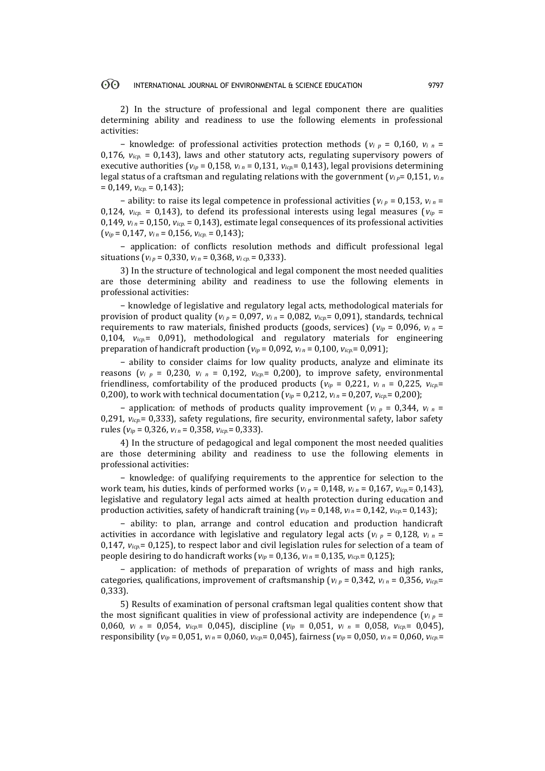2) In the structure of professional and legal component there are qualities determining ability and readiness to use the following elements in professional activities:

– knowledge: of professional activities protection methods ($v_{i\ p}$ = 0,160, $v_{i\ n}$ = 0,176, $v_{icp.}$ = 0,143), laws and other statutory acts, regulating supervisory powers of executive authorities ($v_{ip}$ = 0,158, $v_{i\ n}$ = 0,131, $v_{icp.}$= 0,143), legal provisions determining legal status of a craftsman and regulating relations with the government ($v_{i\ p}$= 0,151, $v_{i\ n}$ = 0,149, $v_{icp.}$ = 0,143);

– ability: to raise its legal competence in professional activities ($v_{i\ p}$ = 0,153, $v_{i\ n}$ = 0,124, $v_{icp.}$ = 0,143), to defend its professional interests using legal measures ($v_{ip}$ = 0,149, $v_{i\ n}$ = 0,150, $v_{icp.}$ = 0,143), estimate legal consequences of its professional activities ($v_{ip}$ = 0,147, $v_{i\ n}$ = 0,156, $v_{icp.}$ = 0,143);

– application: of conflicts resolution methods and difficult professional legal situations ($v_{i\ p}$ = 0,330, $v_{i\ n}$ = 0,368, $v_{i\ cp.}$ = 0,333).

3) In the structure of technological and legal component the most needed qualities are those determining ability and readiness to use the following elements in professional activities:

– knowledge of legislative and regulatory legal acts, methodological materials for provision of product quality ($v_{i\ p}$ = 0,097, $v_{i\ n}$ = 0,082, $v_{icp.}$= 0,091), standards, technical requirements to raw materials, finished products (goods, services) ($v_{ip}$ = 0,096, $v_{i\ n}$ = 0,104, $v_{icp.}$= 0,091), methodological and regulatory materials for engineering preparation of handicraft production ($v_{ip}$ = 0,092, $v_{i\ n}$ = 0,100, $v_{icp.}$= 0,091);

– ability to consider claims for low quality products, analyze and eliminate its reasons ($v_{i\ p}$ = 0,230, $v_{i\ n}$ = 0,192, $v_{icp.}$= 0,200), to improve safety, environmental friendliness, comfortability of the produced products ($v_{ip}$ = 0,221, $v_{i\ n}$ = 0,225, $v_{icp.}$= 0,200), to work with technical documentation ($v_{ip}$ = 0,212, $v_{i\ n}$ = 0,207, $v_{icp.}$= 0,200);

– application: of methods of products quality improvement ($v_{i\ p}$ = 0,344, $v_{i\ n}$ = 0,291, $v_{icp.}$= 0,333), safety regulations, fire security, environmental safety, labor safety rules ($v_{ip}$ = 0,326, $v_{i\ n}$ = 0,358, $v_{icp.}$= 0,333).

4) In the structure of pedagogical and legal component the most needed qualities are those determining ability and readiness to use the following elements in professional activities:

– knowledge: of qualifying requirements to the apprentice for selection to the work team, his duties, kinds of performed works ($v_{i\ p}$ = 0,148, $v_{i\ n}$ = 0,167, $v_{icp.}$= 0,143), legislative and regulatory legal acts aimed at health protection during education and production activities, safety of handicraft training ($v_{ip}$ = 0,148, $v_{i\ n}$ = 0,142, $v_{icp.}$= 0,143);

– ability: to plan, arrange and control education and production handicraft activities in accordance with legislative and regulatory legal acts ($v_{i\ p}$ = 0,128, $v_{i\ n}$ = 0,147, $v_{icp.}$= 0,125), to respect labor and civil legislation rules for selection of a team of people desiring to do handicraft works ($v_{ip}$ = 0,136, $v_{i\ n}$ = 0,135, $v_{icp.}$= 0,125);

– application: of methods of preparation of wrights of mass and high ranks, categories, qualifications, improvement of craftsmanship ($v_{i\ p}$ = 0,342, $v_{i\ n}$ = 0,356, $v_{icp.}$= 0,333).

5) Results of examination of personal craftsman legal qualities content show that the most significant qualities in view of professional activity are independence ($v_{i\ p}$ = 0,060, $v_{i\ n}$ = 0,054, $v_{icp.}$= 0,045), discipline ($v_{ip}$ = 0,051, $v_{i\ n}$ = 0,058, $v_{icp.}$= 0,045), responsibility ($v_{ip}$ = 0,051, $v_{i\ n}$ = 0,060, $v_{icp.}$= 0,045), fairness ($v_{ip}$ = 0,050, $v_{i\ n}$ = 0,060, $v_{icp.}$=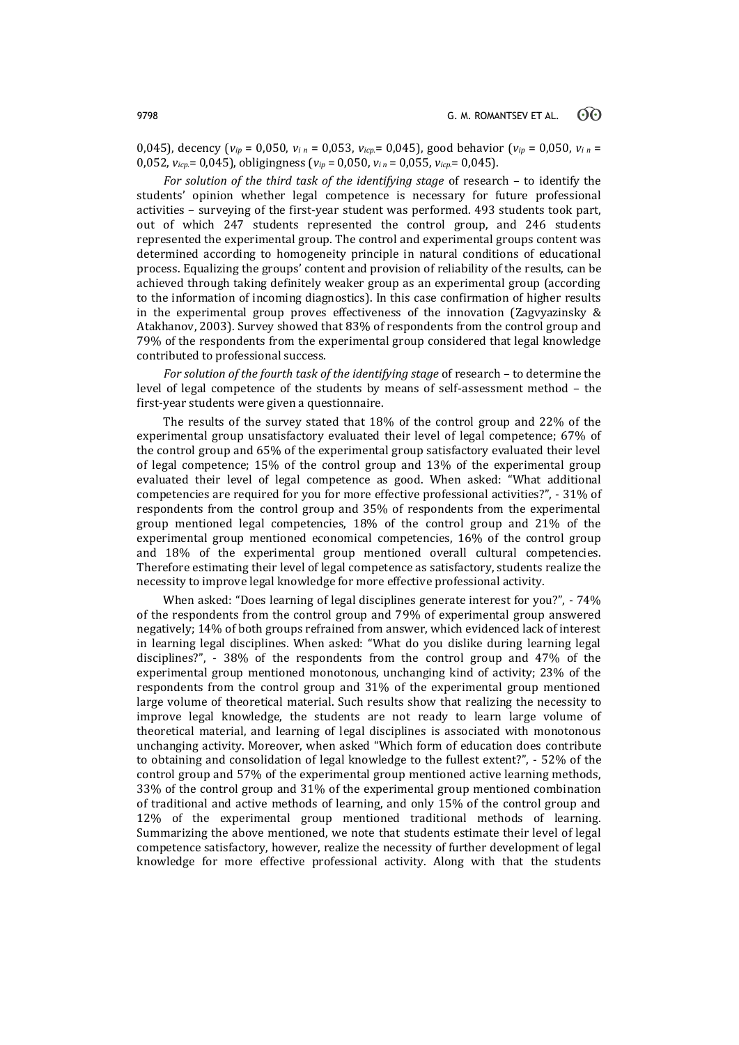0,045), decency ($v_{ip}$ = 0,050, $v_{i\,n}$ = 0,053, $v_{icp.}$= 0,045), good behavior ($v_{ip}$ = 0,050, $v_{i\,n}$ = 0,052, $v_{icp.}$= 0,045), obligingness ($v_{ip}$ = 0,050, $v_{i\,n}$ = 0,055, $v_{icp.}$= 0,045).

*For solution of the third task of the identifying stage* of research – to identify the students' opinion whether legal competence is necessary for future professional activities – surveying of the first-year student was performed. 493 students took part, out of which 247 students represented the control group, and 246 students represented the experimental group. The control and experimental groups content was determined according to homogeneity principle in natural conditions of educational process. Equalizing the groups' content and provision of reliability of the results, can be achieved through taking definitely weaker group as an experimental group (according to the information of incoming diagnostics). In this case confirmation of higher results in the experimental group proves effectiveness of the innovation (Zagvyazinsky & Atakhanov, 2003). Survey showed that 83% of respondents from the control group and 79% of the respondents from the experimental group considered that legal knowledge contributed to professional success.

*For solution of the fourth task of the identifying stage* of research – to determine the level of legal competence of the students by means of self-assessment method – the first-year students were given a questionnaire.

The results of the survey stated that 18% of the control group and 22% of the experimental group unsatisfactory evaluated their level of legal competence; 67% of the control group and 65% of the experimental group satisfactory evaluated their level of legal competence; 15% of the control group and 13% of the experimental group evaluated their level of legal competence as good. When asked: "What additional competencies are required for you for more effective professional activities?", - 31% of respondents from the control group and 35% of respondents from the experimental group mentioned legal competencies, 18% of the control group and 21% of the experimental group mentioned economical competencies, 16% of the control group and 18% of the experimental group mentioned overall cultural competencies. Therefore estimating their level of legal competence as satisfactory, students realize the necessity to improve legal knowledge for more effective professional activity.

When asked: "Does learning of legal disciplines generate interest for you?", - 74% of the respondents from the control group and 79% of experimental group answered negatively; 14% of both groups refrained from answer, which evidenced lack of interest in learning legal disciplines. When asked: "What do you dislike during learning legal disciplines?", - 38% of the respondents from the control group and 47% of the experimental group mentioned monotonous, unchanging kind of activity; 23% of the respondents from the control group and 31% of the experimental group mentioned large volume of theoretical material. Such results show that realizing the necessity to improve legal knowledge, the students are not ready to learn large volume of theoretical material, and learning of legal disciplines is associated with monotonous unchanging activity. Moreover, when asked "Which form of education does contribute to obtaining and consolidation of legal knowledge to the fullest extent?", - 52% of the control group and 57% of the experimental group mentioned active learning methods, 33% of the control group and 31% of the experimental group mentioned combination of traditional and active methods of learning, and only 15% of the control group and 12% of the experimental group mentioned traditional methods of learning. Summarizing the above mentioned, we note that students estimate their level of legal competence satisfactory, however, realize the necessity of further development of legal knowledge for more effective professional activity. Along with that the students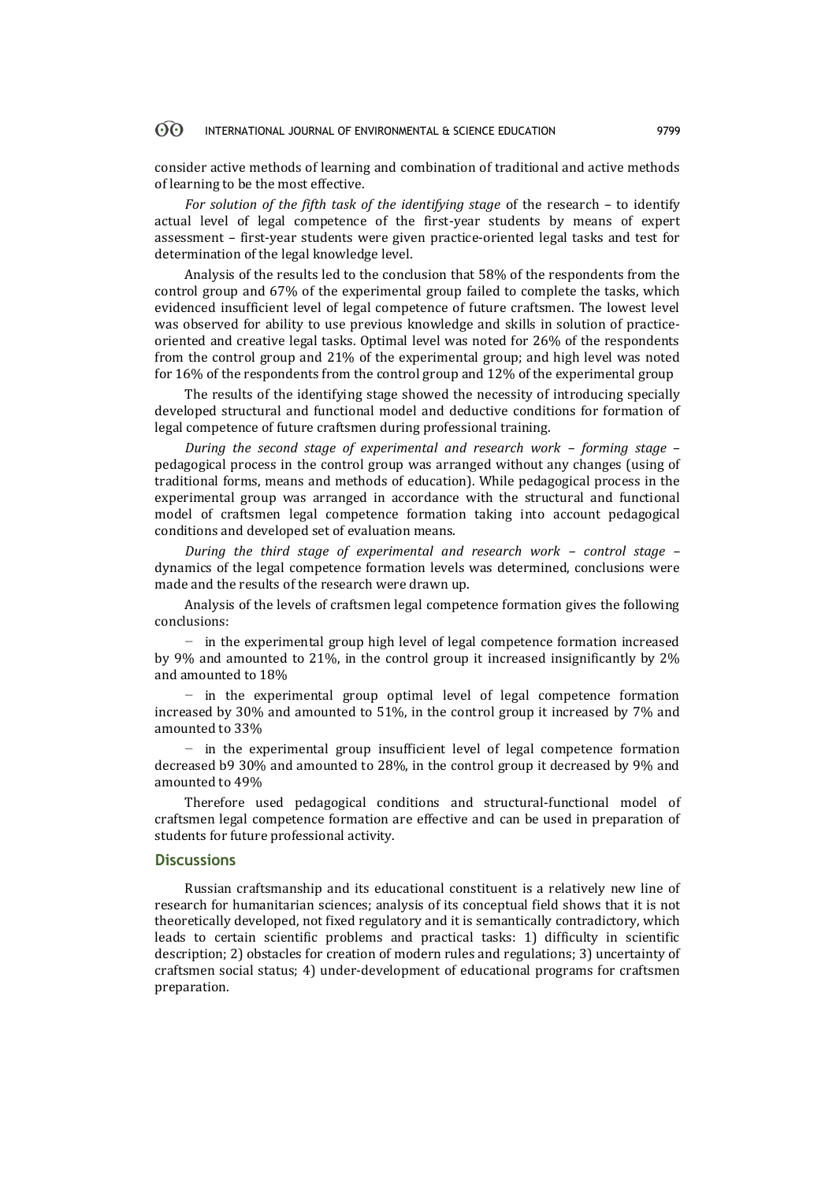consider active methods of learning and combination of traditional and active methods of learning to be the most effective.

*For solution of the fifth task of the identifying stage* of the research – to identify actual level of legal competence of the first-year students by means of expert assessment – first-year students were given practice-oriented legal tasks and test for determination of the legal knowledge level.

Analysis of the results led to the conclusion that 58% of the respondents from the control group and 67% of the experimental group failed to complete the tasks, which evidenced insufficient level of legal competence of future craftsmen. The lowest level was observed for ability to use previous knowledge and skills in solution of practice-oriented and creative legal tasks. Optimal level was noted for 26% of the respondents from the control group and 21% of the experimental group; and high level was noted for 16% of the respondents from the control group and 12% of the experimental group

The results of the identifying stage showed the necessity of introducing specially developed structural and functional model and deductive conditions for formation of legal competence of future craftsmen during professional training.

*During the second stage of experimental and research work – forming stage* – pedagogical process in the control group was arranged without any changes (using of traditional forms, means and methods of education). While pedagogical process in the experimental group was arranged in accordance with the structural and functional model of craftsmen legal competence formation taking into account pedagogical conditions and developed set of evaluation means.

*During the third stage of experimental and research work – control stage* – dynamics of the legal competence formation levels was determined, conclusions were made and the results of the research were drawn up.

Analysis of the levels of craftsmen legal competence formation gives the following conclusions:

- in the experimental group high level of legal competence formation increased by 9% and amounted to 21%, in the control group it increased insignificantly by 2% and amounted to 18%
- in the experimental group optimal level of legal competence formation increased by 30% and amounted to 51%, in the control group it increased by 7% and amounted to 33%
- in the experimental group insufficient level of legal competence formation decreased b9 30% and amounted to 28%, in the control group it decreased by 9% and amounted to 49%

Therefore used pedagogical conditions and structural-functional model of craftsmen legal competence formation are effective and can be used in preparation of students for future professional activity.

## Discussions

Russian craftsmanship and its educational constituent is a relatively new line of research for humanitarian sciences; analysis of its conceptual field shows that it is not theoretically developed, not fixed regulatory and it is semantically contradictory, which leads to certain scientific problems and practical tasks: 1) difficulty in scientific description; 2) obstacles for creation of modern rules and regulations; 3) uncertainty of craftsmen social status; 4) under-development of educational programs for craftsmen preparation.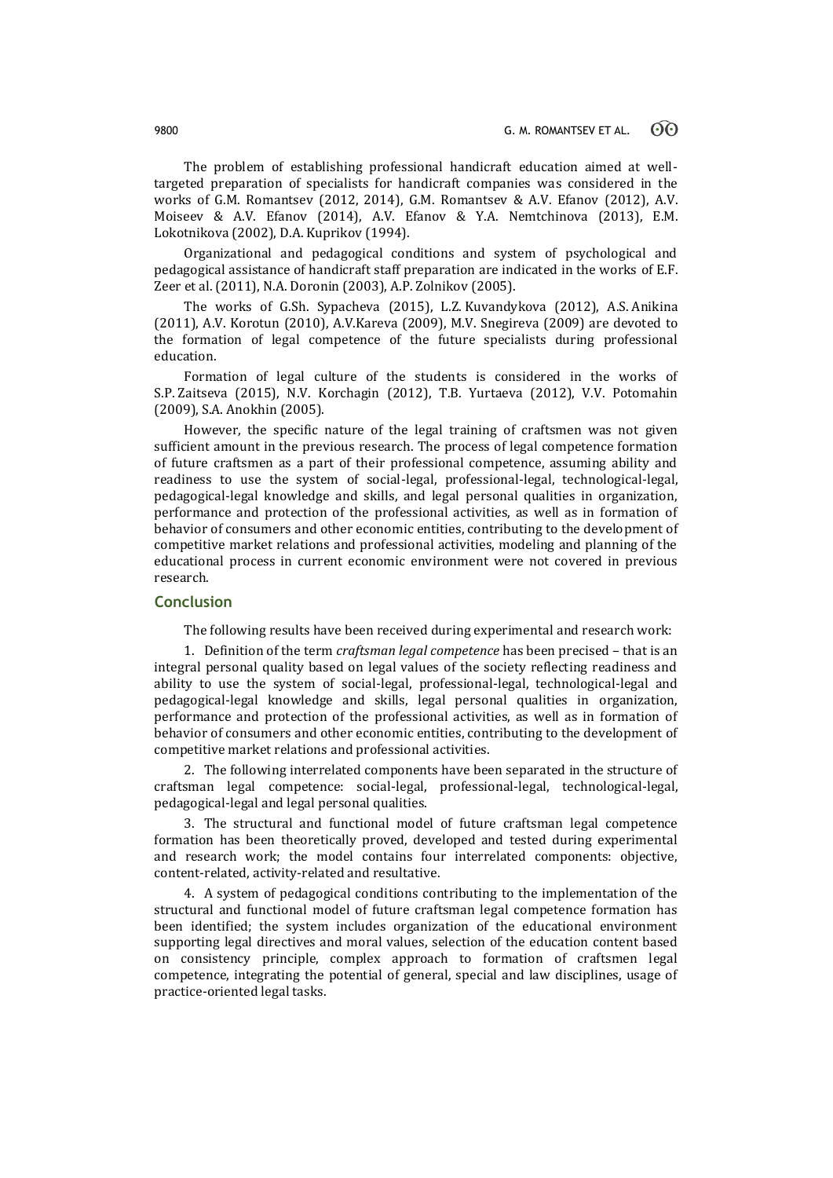The problem of establishing professional handicraft education aimed at well-targeted preparation of specialists for handicraft companies was considered in the works of G.M. Romantsev (2012, 2014), G.M. Romantsev & A.V. Efanov (2012), A.V. Moiseev & A.V. Efanov (2014), A.V. Efanov & Y.A. Nemtchinova (2013), E.M. Lokotnikova (2002), D.A. Kuprikov (1994).

Organizational and pedagogical conditions and system of psychological and pedagogical assistance of handicraft staff preparation are indicated in the works of E.F. Zeer et al. (2011), N.A. Doronin (2003), A.P. Zolnikov (2005).

The works of G.Sh. Sypacheva (2015), L.Z. Kuvandykova (2012), A.S. Anikina (2011), A.V. Korotun (2010), A.V.Kareva (2009), M.V. Snegireva (2009) are devoted to the formation of legal competence of the future specialists during professional education.

Formation of legal culture of the students is considered in the works of S.P. Zaitseva (2015), N.V. Korchagin (2012), T.B. Yurtaeva (2012), V.V. Potomahin (2009), S.A. Anokhin (2005).

However, the specific nature of the legal training of craftsmen was not given sufficient amount in the previous research. The process of legal competence formation of future craftsmen as a part of their professional competence, assuming ability and readiness to use the system of social-legal, professional-legal, technological-legal, pedagogical-legal knowledge and skills, and legal personal qualities in organization, performance and protection of the professional activities, as well as in formation of behavior of consumers and other economic entities, contributing to the development of competitive market relations and professional activities, modeling and planning of the educational process in current economic environment were not covered in previous research.

## Conclusion

The following results have been received during experimental and research work:

1. Definition of the term *craftsman legal competence* has been precised – that is an integral personal quality based on legal values of the society reflecting readiness and ability to use the system of social-legal, professional-legal, technological-legal and pedagogical-legal knowledge and skills, legal personal qualities in organization, performance and protection of the professional activities, as well as in formation of behavior of consumers and other economic entities, contributing to the development of competitive market relations and professional activities.

2. The following interrelated components have been separated in the structure of craftsman legal competence: social-legal, professional-legal, technological-legal, pedagogical-legal and legal personal qualities.

3. The structural and functional model of future craftsman legal competence formation has been theoretically proved, developed and tested during experimental and research work; the model contains four interrelated components: objective, content-related, activity-related and resultative.

4. A system of pedagogical conditions contributing to the implementation of the structural and functional model of future craftsman legal competence formation has been identified; the system includes organization of the educational environment supporting legal directives and moral values, selection of the education content based on consistency principle, complex approach to formation of craftsmen legal competence, integrating the potential of general, special and law disciplines, usage of practice-oriented legal tasks.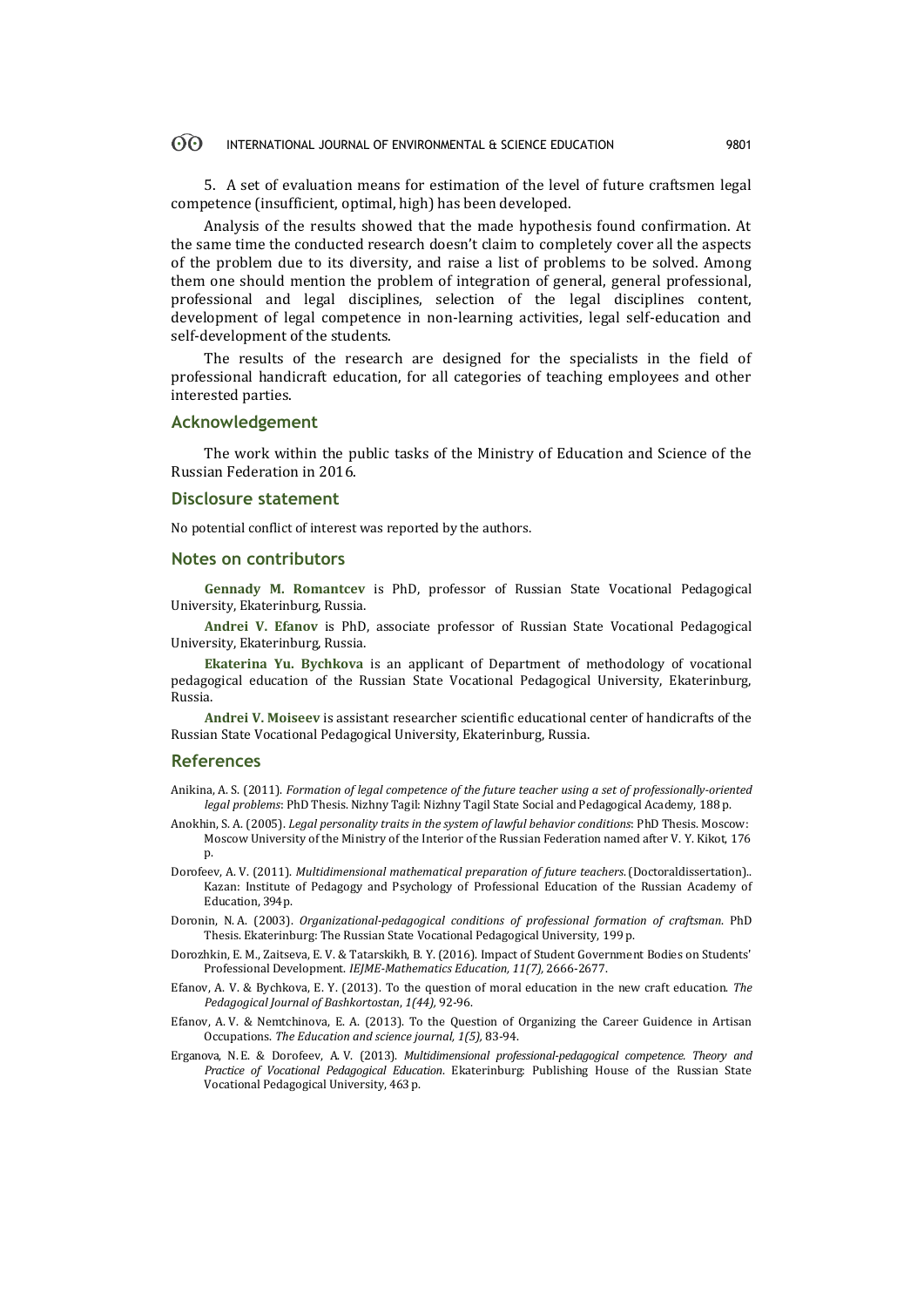5. A set of evaluation means for estimation of the level of future craftsmen legal competence (insufficient, optimal, high) has been developed.

Analysis of the results showed that the made hypothesis found confirmation. At the same time the conducted research doesn't claim to completely cover all the aspects of the problem due to its diversity, and raise a list of problems to be solved. Among them one should mention the problem of integration of general, general professional, professional and legal disciplines, selection of the legal disciplines content, development of legal competence in non-learning activities, legal self-education and self-development of the students.

The results of the research are designed for the specialists in the field of professional handicraft education, for all categories of teaching employees and other interested parties.

## Acknowledgement

The work within the public tasks of the Ministry of Education and Science of the Russian Federation in 2016.

## Disclosure statement

No potential conflict of interest was reported by the authors.

## Notes on contributors

**Gennady M. Romantcev** is PhD, professor of Russian State Vocational Pedagogical University, Ekaterinburg, Russia.

**Andrei V. Efanov** is PhD, associate professor of Russian State Vocational Pedagogical University, Ekaterinburg, Russia.

**Ekaterina Yu. Bychkova** is an applicant of Department of methodology of vocational pedagogical education of the Russian State Vocational Pedagogical University, Ekaterinburg, Russia.

**Andrei V. Moiseev** is assistant researcher scientific educational center of handicrafts of the Russian State Vocational Pedagogical University, Ekaterinburg, Russia.

## References

Anikina, A. S. (2011). *Formation of legal competence of the future teacher using a set of professionally-oriented legal problems*: PhD Thesis. Nizhny Tagil: Nizhny Tagil State Social and Pedagogical Academy, 188 p.

Anokhin, S. A. (2005). *Legal personality traits in the system of lawful behavior conditions*: PhD Thesis. Moscow: Moscow University of the Ministry of the Interior of the Russian Federation named after V. Y. Kikot, 176 p.

Dorofeev, A. V. (2011). *Multidimensional mathematical preparation of future teachers*. (Doctoraldissertation).. Kazan: Institute of Pedagogy and Psychology of Professional Education of the Russian Academy of Education, 394p.

Doronin, N. A. (2003). *Organizational-pedagogical conditions of professional formation of craftsman*. PhD Thesis. Ekaterinburg: The Russian State Vocational Pedagogical University, 199 p.

Dorozhkin, E. M., Zaitseva, E. V. & Tatarskikh, B. Y. (2016). Impact of Student Government Bodies on Students' Professional Development. *IEJME-Mathematics Education, 11(7),* 2666-2677.

Efanov, A. V. & Bychkova, E. Y. (2013). To the question of moral education in the new craft education. *The Pedagogical Journal of Bashkortostan*, *1(44),* 92-96.

Efanov, A. V. & Nemtchinova, E. A. (2013). To the Question of Organizing the Career Guidence in Artisan Occupations. *The Education and science journal, 1(5),* 83-94.

Erganova, N. E. & Dorofeev, A. V. (2013). *Multidimensional professional-pedagogical competence. Theory and Practice of Vocational Pedagogical Education*. Ekaterinburg: Publishing House of the Russian State Vocational Pedagogical University, 463 p.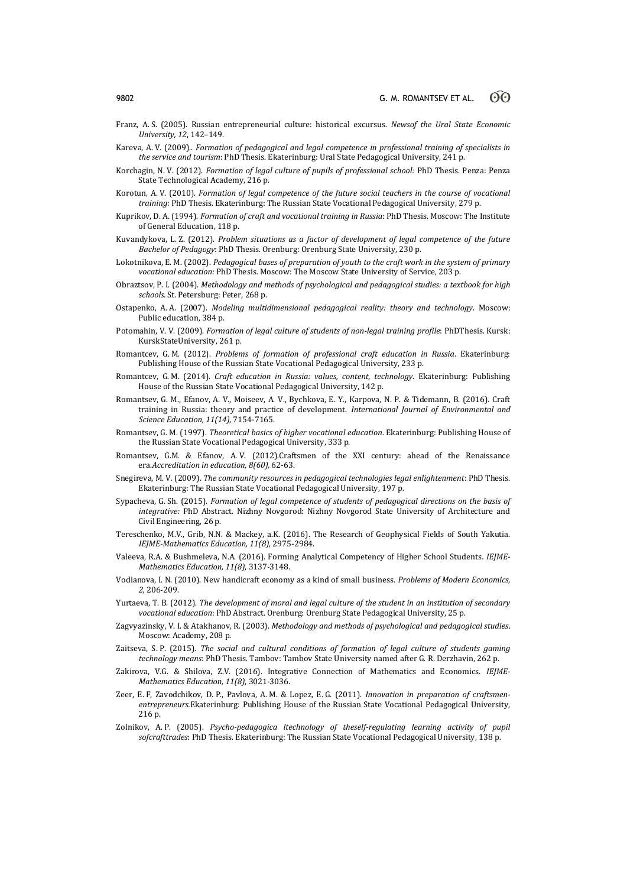Franz, A. S. (2005). Russian entrepreneurial culture: historical excursus. *Newsof the Ural State Economic University, 12*, 142–149.

Kareva, A. V. (2009).. *Formation of pedagogical and legal competence in professional training of specialists in the service and tourism*: PhD Thesis. Ekaterinburg: Ural State Pedagogical University, 241 p.

Korchagin, N. V. (2012). *Formation of legal culture of pupils of professional school:* PhD Thesis. Penza: Penza State Technological Academy, 216 p.

Korotun, A. V. (2010). *Formation of legal competence of the future social teachers in the course of vocational training*: PhD Thesis. Ekaterinburg: The Russian State Vocational Pedagogical University, 279 p.

Kuprikov, D. A. (1994). *Formation of craft and vocational training in Russia*: PhD Thesis. Moscow: The Institute of General Education, 118 p.

Kuvandykova, L. Z. (2012). *Problem situations as a factor of development of legal competence of the future Bachelor of Pedagogy*: PhD Thesis. Orenburg: Orenburg State University, 230 p.

Lokotnikova, E. M. (2002). *Pedagogical bases of preparation of youth to the craft work in the system of primary vocational education:* PhD Thesis. Moscow: The Moscow State University of Service, 203 p.

Obraztsov, P. I. (2004). *Methodology and methods of psychological and pedagogical studies: a textbook for high schools.* St. Petersburg: Peter, 268 p.

Ostapenko, A. A. (2007). *Modeling multidimensional pedagogical reality: theory and technology*. Moscow: Public education, 384 p.

Potomahin, V. V. (2009). *Formation of legal culture of students of non-legal training profile*: PhDThesis. Kursk: KurskStateUniversity, 261 p.

Romantcev, G. M. (2012). *Problems of formation of professional craft education in Russia*. Ekaterinburg: Publishing House of the Russian State Vocational Pedagogical University, 233 p.

Romantcev, G. M. (2014). *Craft education in Russia: values, content, technology*. Ekaterinburg: Publishing House of the Russian State Vocational Pedagogical University, 142 p.

Romantsev, G. M., Efanov, A. V., Moiseev, A. V., Bychkova, E. Y., Karpova, N. P. & Tidemann, B. (2016). Craft training in Russia: theory and practice of development. *International Journal of Environmental and Science Education, 11(14),* 7154-7165.

Romantsev, G. M. (1997). *Theoretical basics of higher vocational education*. Ekaterinburg: Publishing House of the Russian State Vocational Pedagogical University, 333 p.

Romantsev, G.M. & Efanov, A. V. (2012).Craftsmen of the XXI century: ahead of the Renaissance era.*Accreditation in education, 8(60),* 62-63.

Snegireva, M. V. (2009). *The community resources in pedagogical technologies legal enlightenment*: PhD Thesis. Ekaterinburg: The Russian State Vocational Pedagogical University, 197 p.

Sypacheva, G. Sh. (2015). *Formation of legal competence of students of pedagogical directions on the basis of integrative:* PhD Abstract. Nizhny Novgorod: Nizhny Novgorod State University of Architecture and Civil Engineering, 26 p.

Tereschenko, M.V., Grib, N.N. & Mackey, a.K. (2016). The Research of Geophysical Fields of South Yakutia. *IEJME-Mathematics Education, 11(8)*, 2975-2984.

Valeeva, R.A. & Bushmeleva, N.A. (2016). Forming Analytical Competency of Higher School Students. *IEJME-Mathematics Education, 11(8)*, 3137-3148.

Vodianova, I. N. (2010). New handicraft economy as a kind of small business. *Problems of Modern Economics, 2,* 206-209.

Yurtaeva, T. B. (2012). *The development of moral and legal culture of the student in an institution of secondary vocational education*: PhD Abstract. Orenburg: Orenburg State Pedagogical University, 25 p.

Zagvyazinsky, V. I. & Atakhanov, R. (2003). *Methodology and methods of psychological and pedagogical studies*. Moscow: Academy, 208 p.

Zaitseva, S. P. (2015). *The social and cultural conditions of formation of legal culture of students gaming technology means*: PhD Thesis. Tambov: Tambov State University named after G. R. Derzhavin, 262 p.

Zakirova, V.G. & Shilova, Z.V. (2016). Integrative Connection of Mathematics and Economics. *IEJME-Mathematics Education, 11(8)*, 3021-3036.

Zeer, E. F, Zavodchikov, D. P., Pavlova, A. M. & Lopez, E. G. (2011). *Innovation in preparation of craftsmen-entrepreneurs.*Ekaterinburg: Publishing House of the Russian State Vocational Pedagogical University, 216 p.

Zolnikov, A. P. (2005). *Psycho-pedagogica ltechnology of theself-regulating learning activity of pupil sofcrafttrades*: PhD Thesis. Ekaterinburg: The Russian State Vocational Pedagogical University, 138 p.